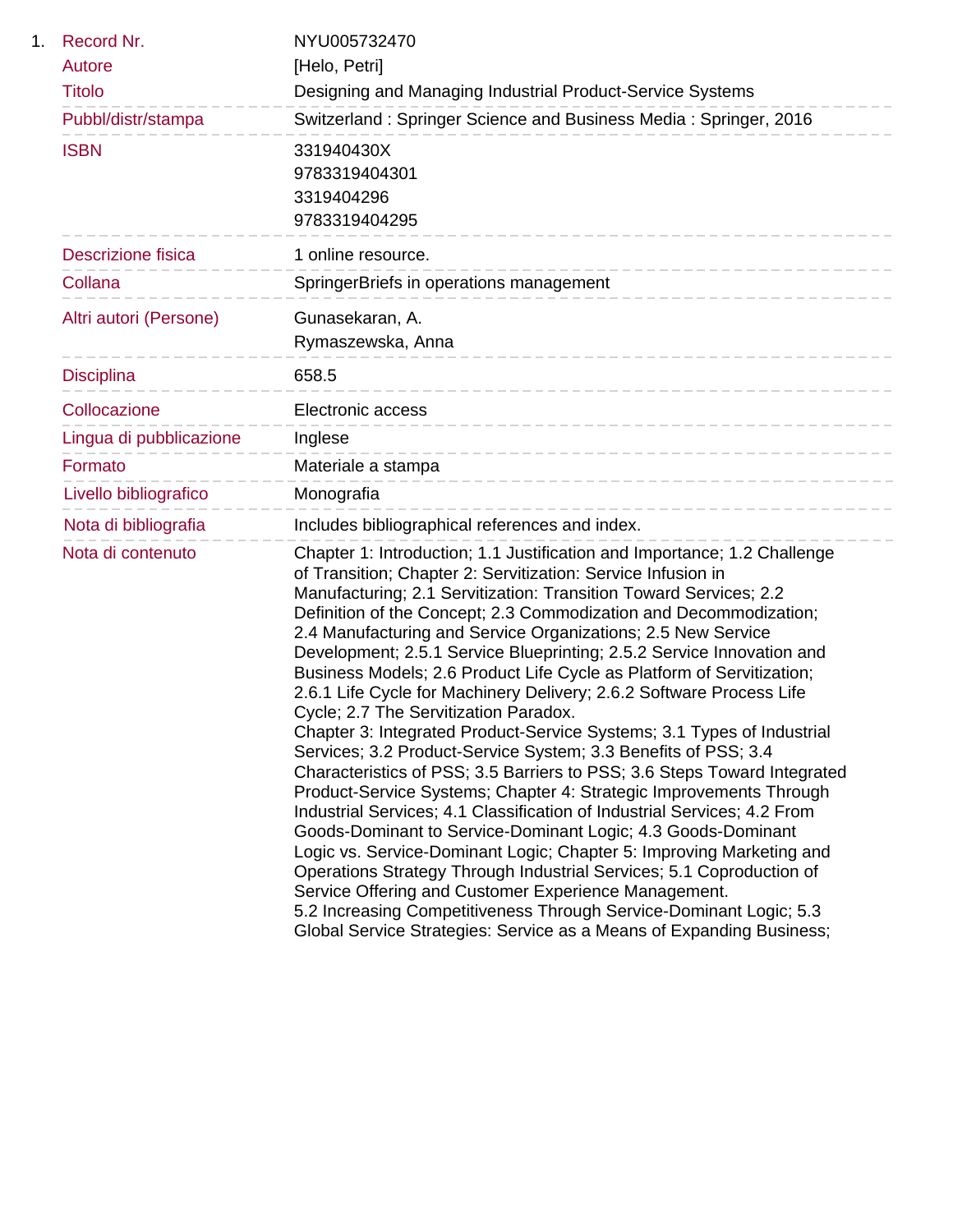1\. 

| | |
|---|---|
| Record Nr. | NYU005732470 |
| Autore | [Helo, Petri] |
| Titolo | Designing and Managing Industrial Product-Service Systems |
| Pubbl/distr/stampa | Switzerland : Springer Science and Business Media : Springer, 2016 |
| ISBN | 331940430X<br>9783319404301<br>3319404296<br>9783319404295 |
| Descrizione fisica | 1 online resource. |
| Collana | SpringerBriefs in operations management |
| Altri autori (Persone) | Gunasekaran, A.<br>Rymaszewska, Anna |
| Disciplina | 658.5 |
| Collocazione | Electronic access |
| Lingua di pubblicazione | Inglese |
| Formato | Materiale a stampa |
| Livello bibliografico | Monografia |
| Nota di bibliografia | Includes bibliographical references and index. |
| Nota di contenuto | Chapter 1: Introduction; 1.1 Justification and Importance; 1.2 Challenge of Transition; Chapter 2: Servitization: Service Infusion in Manufacturing; 2.1 Servitization: Transition Toward Services; 2.2 Definition of the Concept; 2.3 Commodization and Decommodization; 2.4 Manufacturing and Service Organizations; 2.5 New Service Development; 2.5.1 Service Blueprinting; 2.5.2 Service Innovation and Business Models; 2.6 Product Life Cycle as Platform of Servitization; 2.6.1 Life Cycle for Machinery Delivery; 2.6.2 Software Process Life Cycle; 2.7 The Servitization Paradox.<br>Chapter 3: Integrated Product-Service Systems; 3.1 Types of Industrial Services; 3.2 Product-Service System; 3.3 Benefits of PSS; 3.4 Characteristics of PSS; 3.5 Barriers to PSS; 3.6 Steps Toward Integrated Product-Service Systems; Chapter 4: Strategic Improvements Through Industrial Services; 4.1 Classification of Industrial Services; 4.2 From Goods-Dominant to Service-Dominant Logic; 4.3 Goods-Dominant Logic vs. Service-Dominant Logic; Chapter 5: Improving Marketing and Operations Strategy Through Industrial Services; 5.1 Coproduction of Service Offering and Customer Experience Management.<br>5.2 Increasing Competitiveness Through Service-Dominant Logic; 5.3 Global Service Strategies: Service as a Means of Expanding Business; |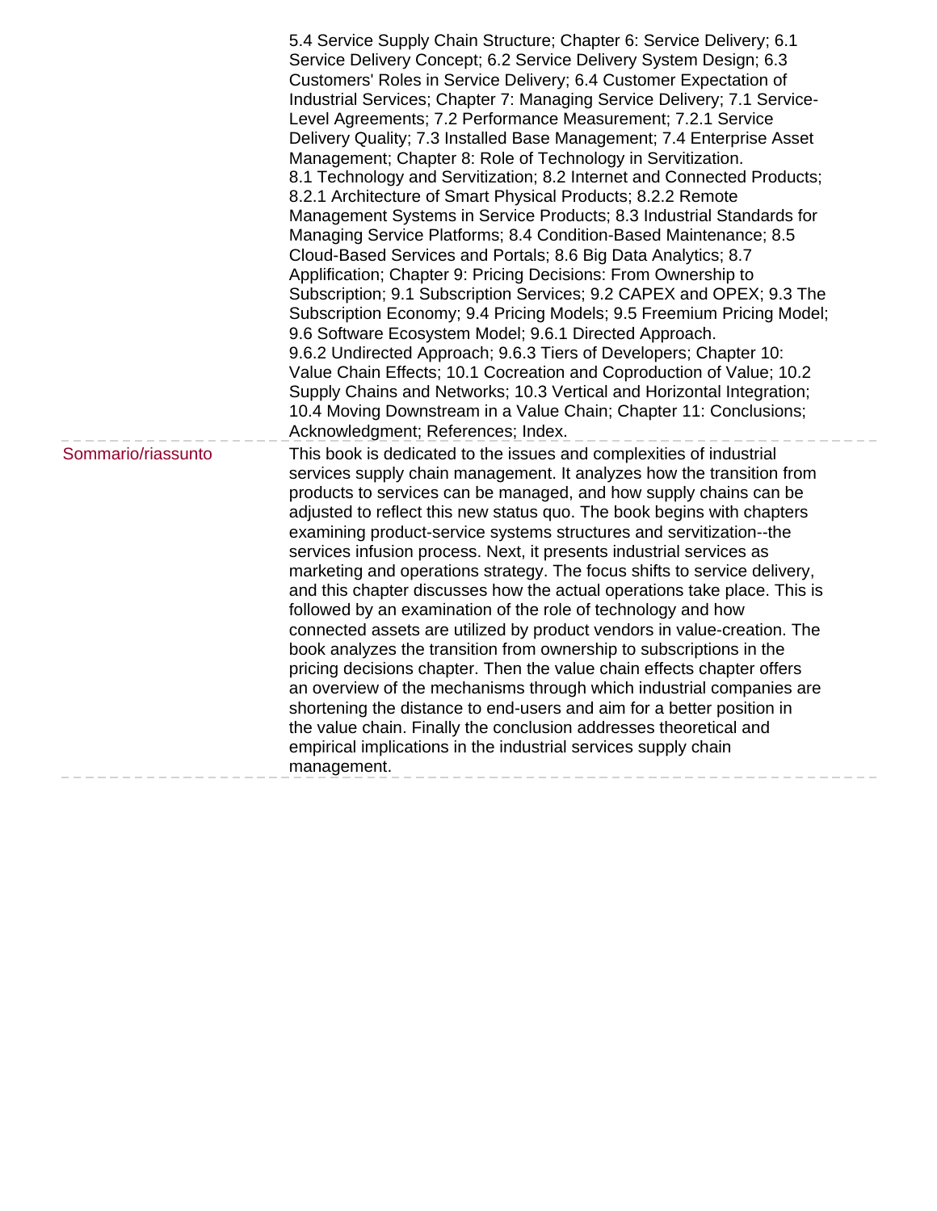5.4 Service Supply Chain Structure; Chapter 6: Service Delivery; 6.1 Service Delivery Concept; 6.2 Service Delivery System Design; 6.3 Customers' Roles in Service Delivery; 6.4 Customer Expectation of Industrial Services; Chapter 7: Managing Service Delivery; 7.1 Service-Level Agreements; 7.2 Performance Measurement; 7.2.1 Service Delivery Quality; 7.3 Installed Base Management; 7.4 Enterprise Asset Management; Chapter 8: Role of Technology in Servitization.
8.1 Technology and Servitization; 8.2 Internet and Connected Products; 8.2.1 Architecture of Smart Physical Products; 8.2.2 Remote Management Systems in Service Products; 8.3 Industrial Standards for Managing Service Platforms; 8.4 Condition-Based Maintenance; 8.5 Cloud-Based Services and Portals; 8.6 Big Data Analytics; 8.7 Applification; Chapter 9: Pricing Decisions: From Ownership to Subscription; 9.1 Subscription Services; 9.2 CAPEX and OPEX; 9.3 The Subscription Economy; 9.4 Pricing Models; 9.5 Freemium Pricing Model; 9.6 Software Ecosystem Model; 9.6.1 Directed Approach.
9.6.2 Undirected Approach; 9.6.3 Tiers of Developers; Chapter 10: Value Chain Effects; 10.1 Cocreation and Coproduction of Value; 10.2 Supply Chains and Networks; 10.3 Vertical and Horizontal Integration; 10.4 Moving Downstream in a Value Chain; Chapter 11: Conclusions; Acknowledgment; References; Index.

Sommario/riassunto

This book is dedicated to the issues and complexities of industrial services supply chain management. It analyzes how the transition from products to services can be managed, and how supply chains can be adjusted to reflect this new status quo. The book begins with chapters examining product-service systems structures and servitization--the services infusion process. Next, it presents industrial services as marketing and operations strategy. The focus shifts to service delivery, and this chapter discusses how the actual operations take place. This is followed by an examination of the role of technology and how connected assets are utilized by product vendors in value-creation. The book analyzes the transition from ownership to subscriptions in the pricing decisions chapter. Then the value chain effects chapter offers an overview of the mechanisms through which industrial companies are shortening the distance to end-users and aim for a better position in the value chain. Finally the conclusion addresses theoretical and empirical implications in the industrial services supply chain management.